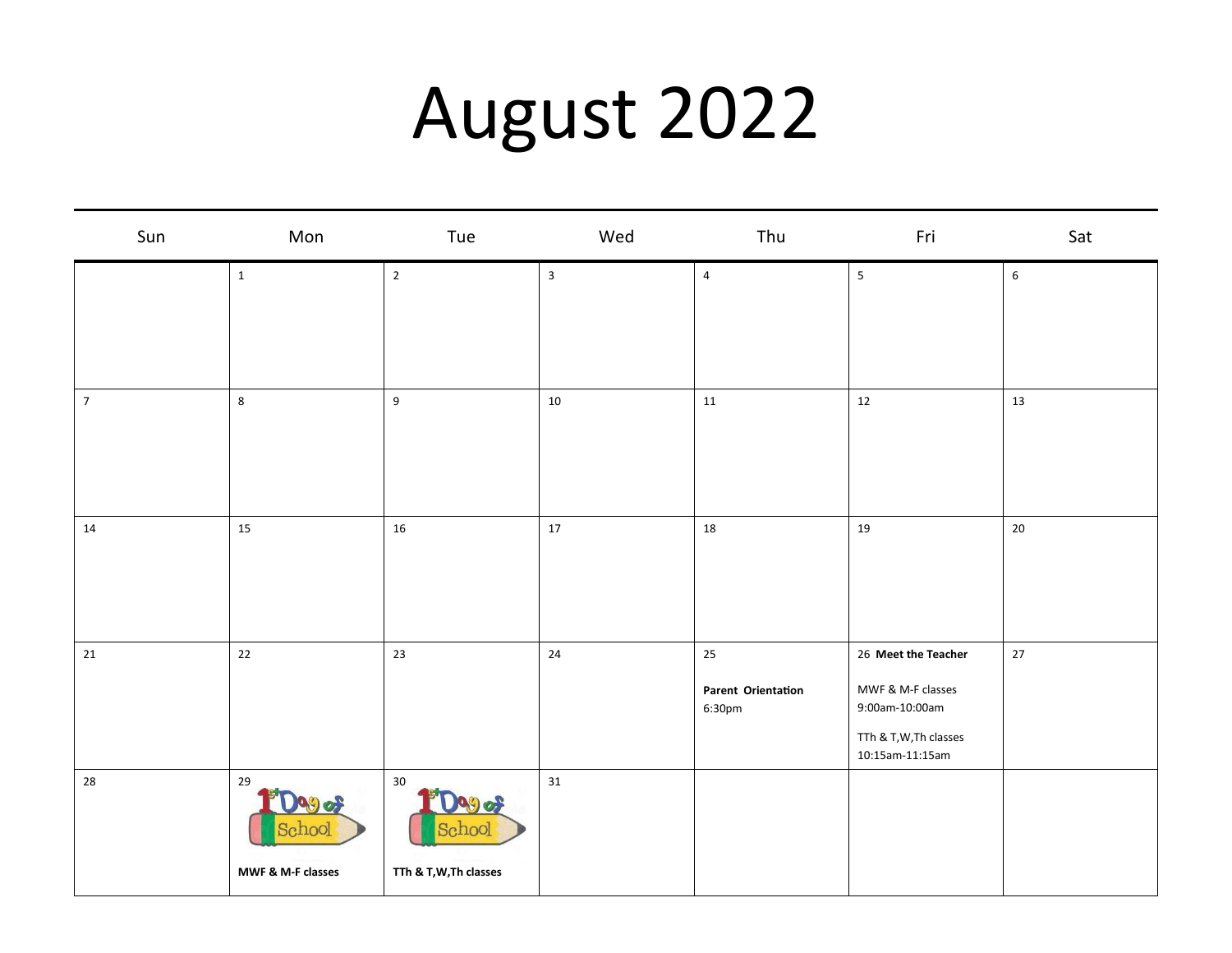# August 2022

| Sun | Mon | Tue | Wed | Thu | Fri | Sat |
|---|---|---|---|---|---|---|
| | 1 | 2 | 3 | 4 | 5 | 6 |
| 7 | 8 | 9 | 10 | 11 | 12 | 13 |
| 14 | 15 | 16 | 17 | 18 | 19 | 20 |
| 21 | 22 | 23 | 24 | 25<br>**Parent Orientation**<br>6:30pm | 26 **Meet the Teacher**<br>MWF & M-F classes<br>9:00am-10:00am<br>TTh & T,W,Th classes<br>10:15am-11:15am | 27 |
| 28 | 29<br>1st Day of School<br>**MWF & M-F classes** | 30<br>1st Day of School<br>**TTh & T,W,Th classes** | 31 | | | |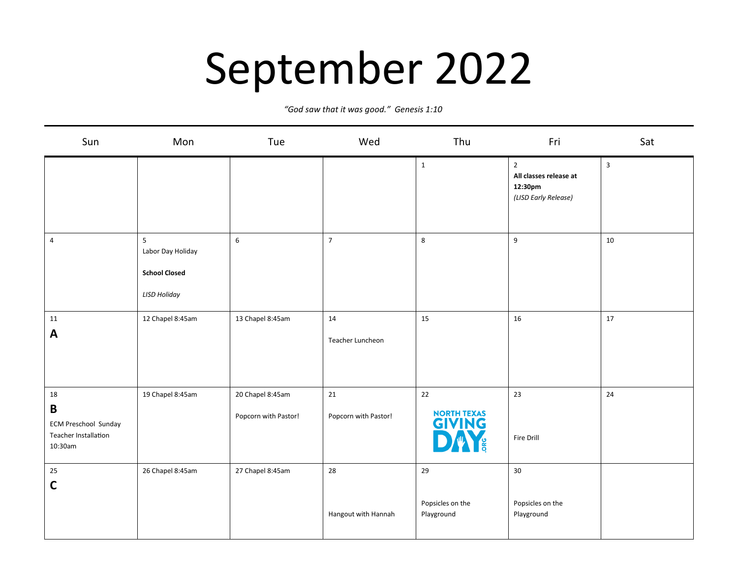# September 2022

*"God saw that it was good." Genesis 1:10*

| Sun | Mon | Tue | Wed | Thu | Fri | Sat |
|---|---|---|---|---|---|---|
| | | | | 1 | 2 **All classes release at 12:30pm** *(LISD Early Release)* | 3 |
| 4 | 5 Labor Day Holiday **School Closed** *LISD Holiday* | 6 | 7 | 8 | 9 | 10 |
| 11 **A** | 12 Chapel 8:45am | 13 Chapel 8:45am | 14 Teacher Luncheon | 15 | 16 | 17 |
| 18 **B** ECM Preschool Sunday Teacher Installation 10:30am | 19 Chapel 8:45am | 20 Chapel 8:45am Popcorn with Pastor! | 21 Popcorn with Pastor! | 22 NORTH TEXAS GIVING DAY.ORG | 23 Fire Drill | 24 |
| 25 **C** | 26 Chapel 8:45am | 27 Chapel 8:45am | 28 Hangout with Hannah | 29 Popsicles on the Playground | 30 Popsicles on the Playground | |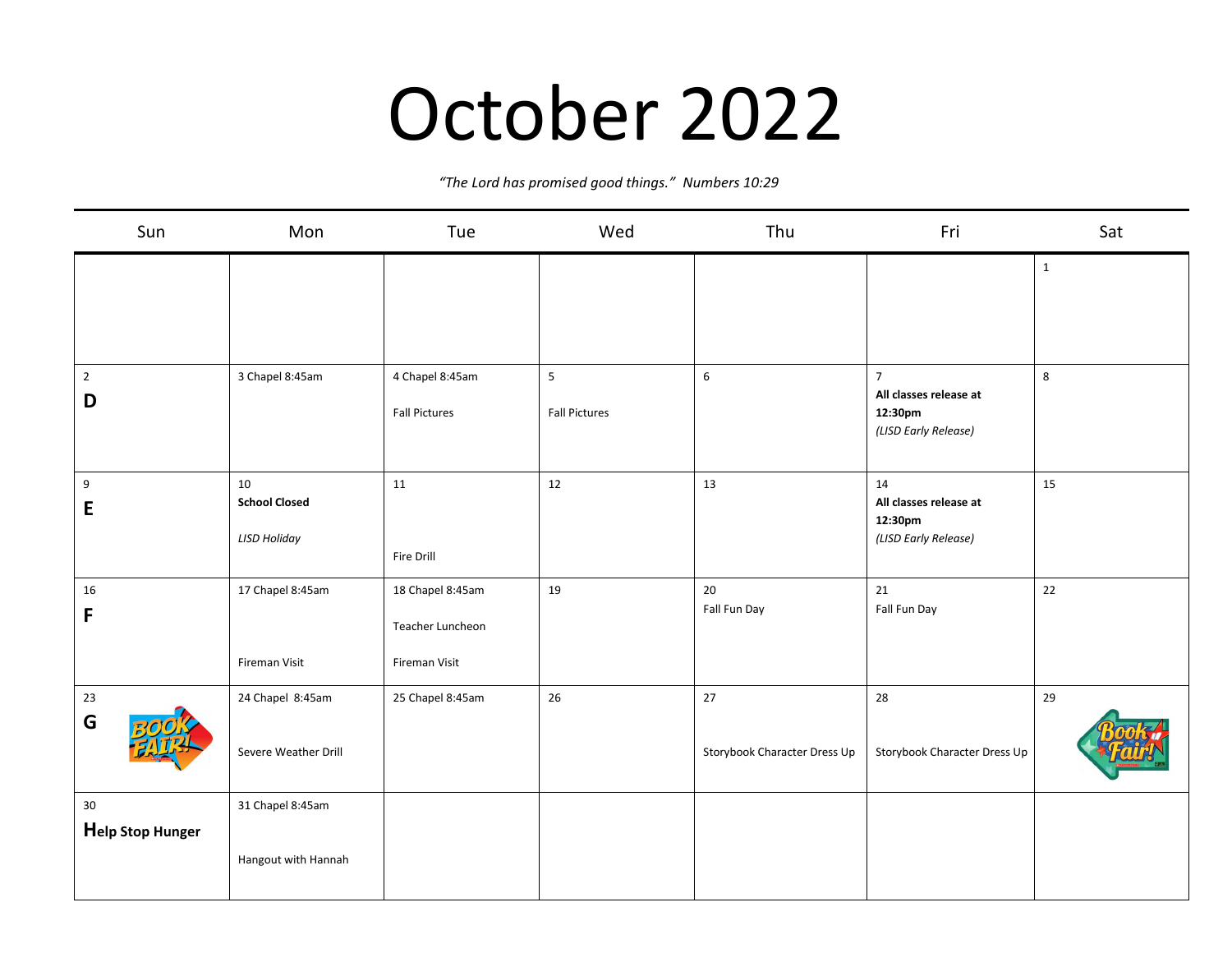# October 2022

*"The Lord has promised good things." Numbers 10:29*

| Sun | Mon | Tue | Wed | Thu | Fri | Sat |
|---|---|---|---|---|---|---|
| | | | | | | 1 |
| 2<br>**D** | 3 Chapel 8:45am | 4 Chapel 8:45am<br><br>Fall Pictures | 5<br><br>Fall Pictures | 6 | 7<br>**All classes release at 12:30pm**<br>*(LISD Early Release)* | 8 |
| 9<br>**E** | 10<br>**School Closed**<br><br>*LISD Holiday* | 11<br><br>Fire Drill | 12 | 13 | 14<br>**All classes release at 12:30pm**<br>*(LISD Early Release)* | 15 |
| 16<br>**F** | 17 Chapel 8:45am<br><br>Fireman Visit | 18 Chapel 8:45am<br><br>Teacher Luncheon<br><br>Fireman Visit | 19 | 20<br>Fall Fun Day | 21<br>Fall Fun Day | 22 |
| 23<br>**G**<br>BOOK FAIR! | 24 Chapel 8:45am<br><br>Severe Weather Drill | 25 Chapel 8:45am | 26 | 27<br><br>Storybook Character Dress Up | 28<br><br>Storybook Character Dress Up | 29<br>Book Fair! |
| 30<br>**Help Stop Hunger** | 31 Chapel 8:45am<br><br>Hangout with Hannah | | | | | |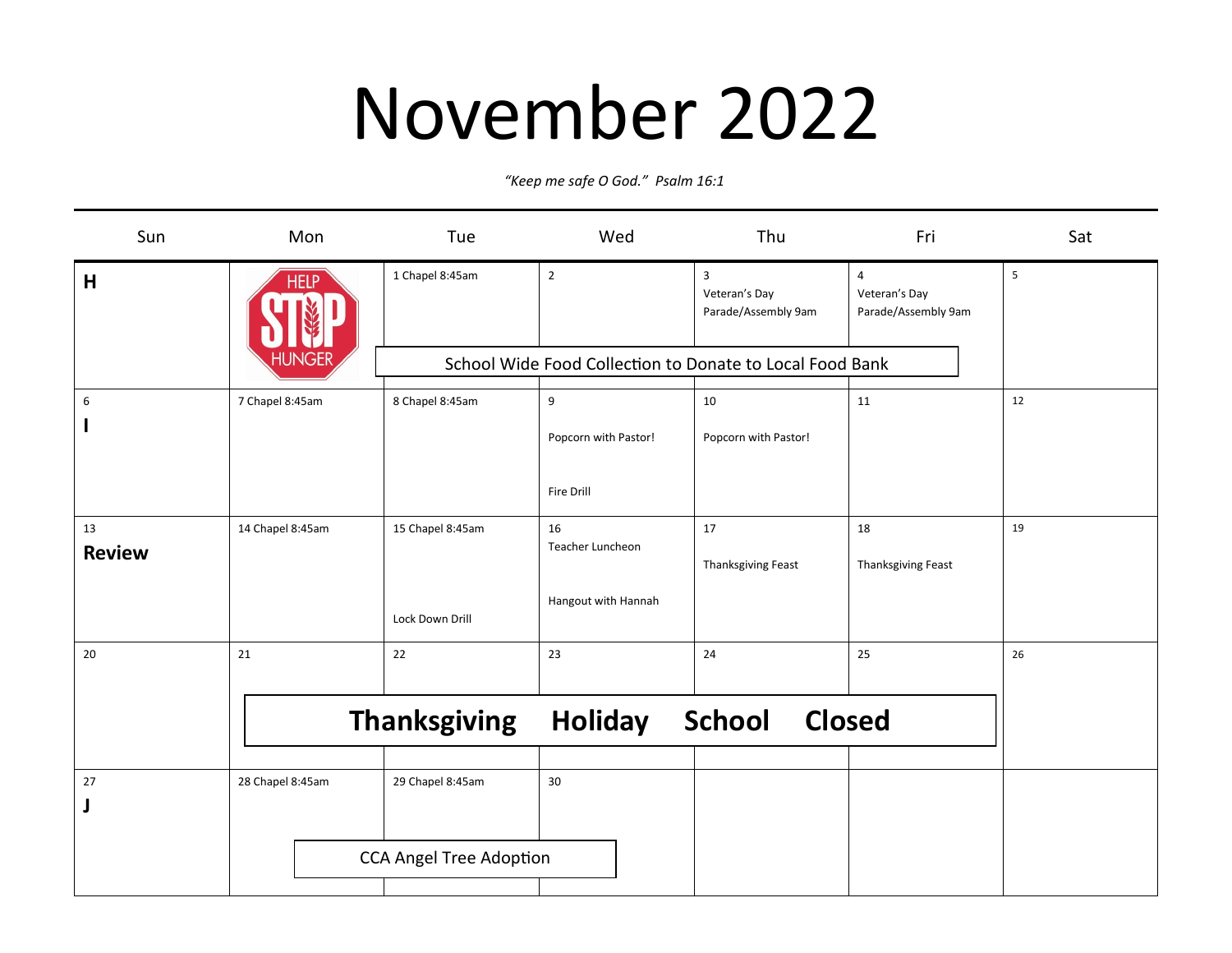# November 2022

*"Keep me safe O God." Psalm 16:1*

| Sun | Mon | Tue | Wed | Thu | Fri | Sat |
|---|---|---|---|---|---|---|
| **H** | HELP STOP HUNGER | 1 Chapel 8:45am | 2 | 3 Veteran's Day Parade/Assembly 9am | 4 Veteran's Day Parade/Assembly 9am | 5 |
| | | School Wide Food Collection to Donate to Local Food Bank | | | | |
| 6 **I** | 7 Chapel 8:45am | 8 Chapel 8:45am | 9 Popcorn with Pastor! Fire Drill | 10 Popcorn with Pastor! | 11 | 12 |
| 13 **Review** | 14 Chapel 8:45am | 15 Chapel 8:45am Lock Down Drill | 16 Teacher Luncheon Hangout with Hannah | 17 Thanksgiving Feast | 18 Thanksgiving Feast | 19 |
| 20 | 21 | 22 | 23 | 24 | 25 | 26 |
| | **Thanksgiving Holiday School Closed** | | | | | |
| 27 **J** | 28 Chapel 8:45am | 29 Chapel 8:45am | 30 | | | |
| | CCA Angel Tree Adoption | | | | | |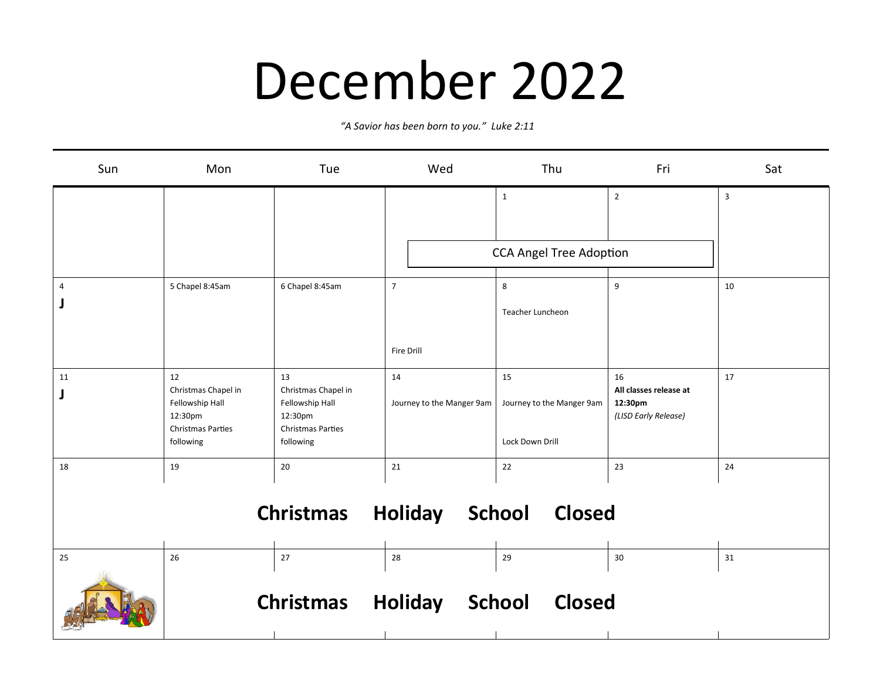# December 2022

*"A Savior has been born to you." Luke 2:11*

| Sun | Mon | Tue | Wed | Thu | Fri | Sat |
|---|---|---|---|---|---|---|
| | | | | 1 | 2 | 3 |
| | | | CCA Angel Tree Adoption | | | |
| 4 **J** | 5 Chapel 8:45am | 6 Chapel 8:45am | 7 Fire Drill | 8 Teacher Luncheon | 9 | 10 |
| 11 **J** | 12 Christmas Chapel in Fellowship Hall 12:30pm Christmas Parties following | 13 Christmas Chapel in Fellowship Hall 12:30pm Christmas Parties following | 14 Journey to the Manger 9am | 15 Journey to the Manger 9am Lock Down Drill | 16 **All classes release at 12:30pm** *(LISD Early Release)* | 17 |
| 18 | 19 | 20 | 21 | 22 | 23 | 24 |
| | | **Christmas Holiday School Closed** | | | | |
| 25 | 26 | 27 | 28 | 29 | 30 | 31 |
| | | **Christmas Holiday School Closed** | | | | |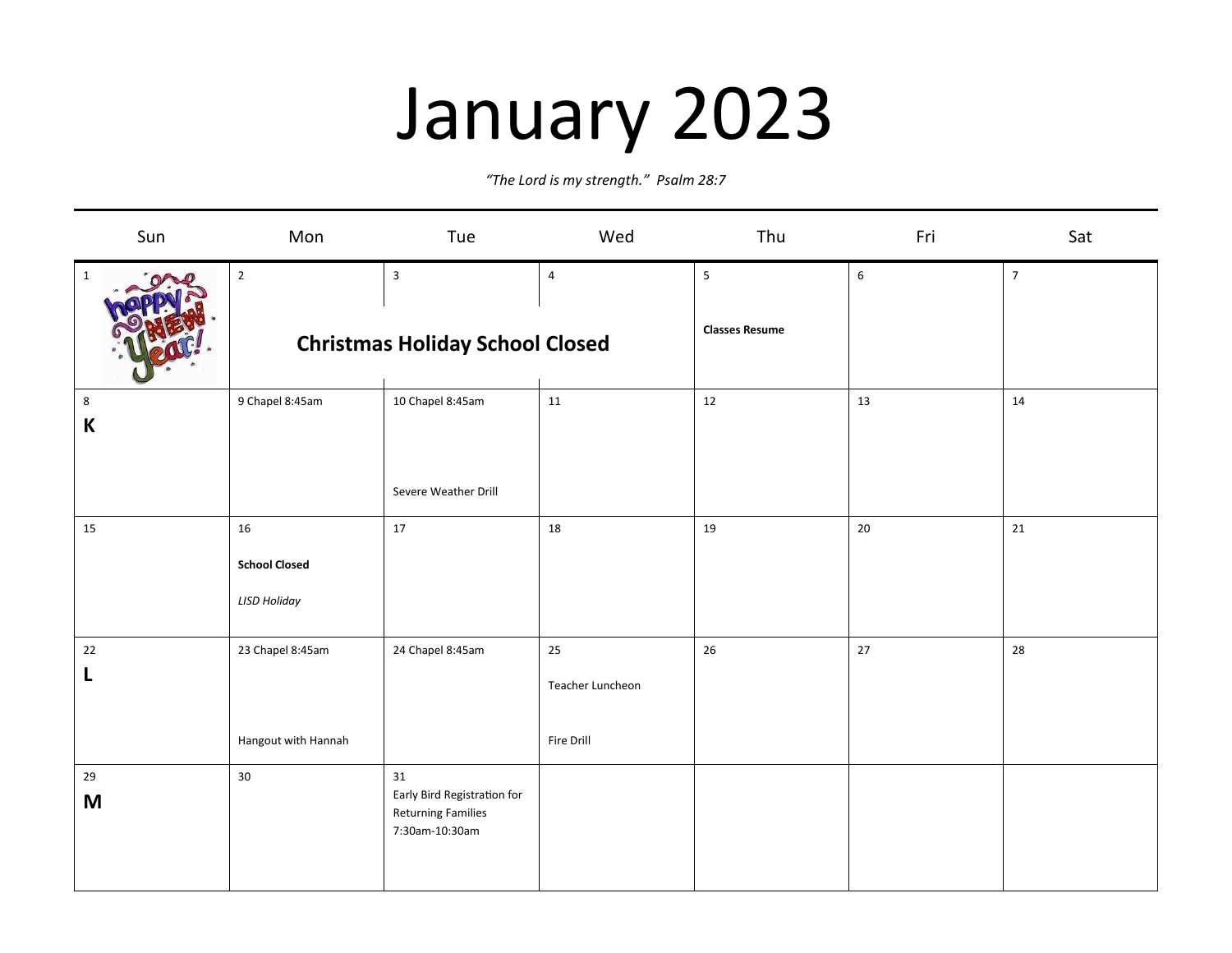# January 2023

*"The Lord is my strength." Psalm 28:7*

| Sun | Mon | Tue | Wed | Thu | Fri | Sat |
|---|---|---|---|---|---|---|
| 1 | 2 **Christmas Holiday School Closed** | 3 **Christmas Holiday School Closed** | 4 **Christmas Holiday School Closed** | 5 **Classes Resume** | 6 | 7 |
| 8 **K** | 9 Chapel 8:45am | 10 Chapel 8:45am Severe Weather Drill | 11 | 12 | 13 | 14 |
| 15 | 16 **School Closed** *LISD Holiday* | 17 | 18 | 19 | 20 | 21 |
| 22 **L** | 23 Chapel 8:45am Hangout with Hannah | 24 Chapel 8:45am | 25 Teacher Luncheon Fire Drill | 26 | 27 | 28 |
| 29 **M** | 30 | 31 Early Bird Registration for Returning Families 7:30am-10:30am | | | | |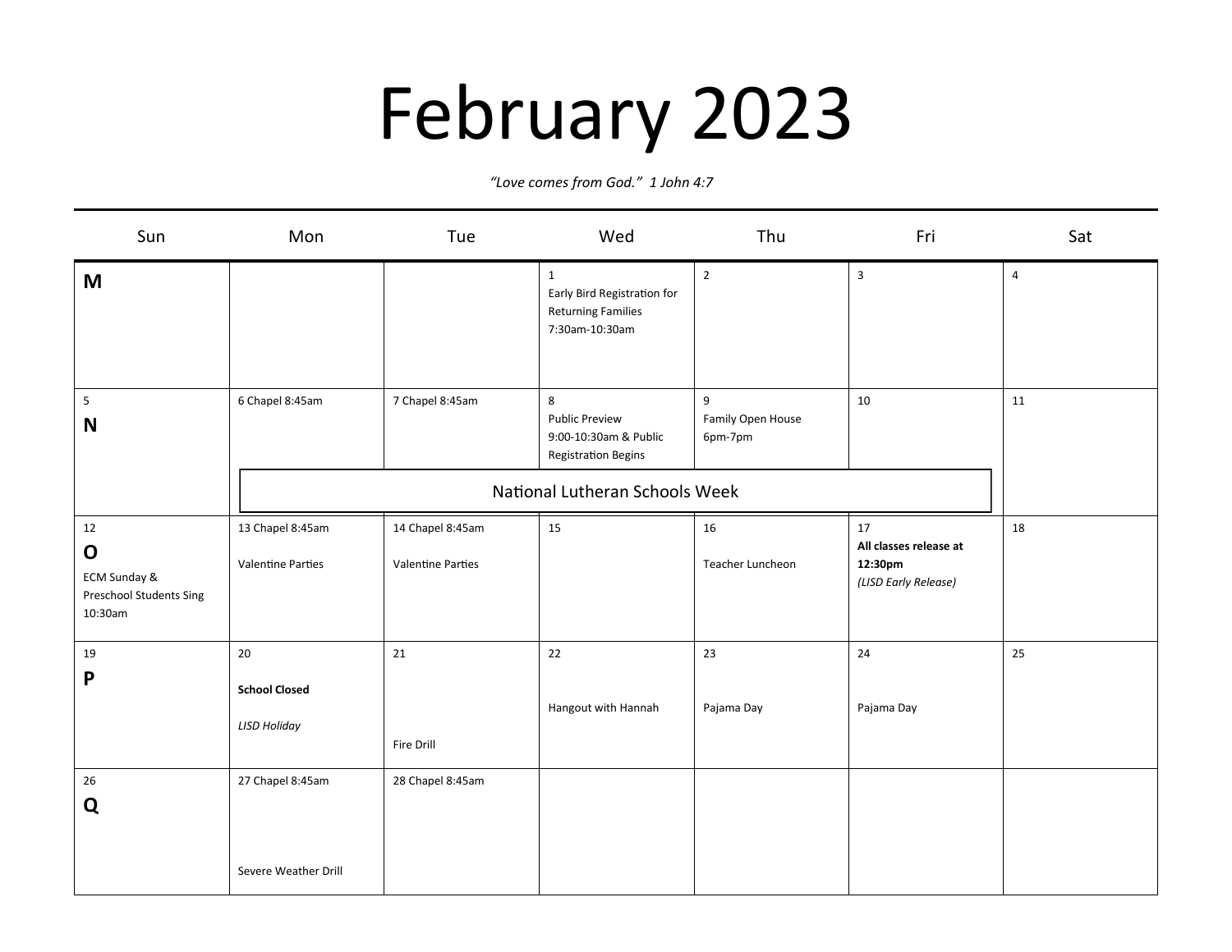# February 2023

*"Love comes from God." 1 John 4:7*

| Sun | Mon | Tue | Wed | Thu | Fri | Sat |
|---|---|---|---|---|---|---|
| **M** | | | 1 Early Bird Registration for Returning Families 7:30am-10:30am | 2 | 3 | 4 |
| 5 **N** | 6 Chapel 8:45am | 7 Chapel 8:45am | 8 Public Preview 9:00-10:30am & Public Registration Begins | 9 Family Open House 6pm-7pm | 10 | 11 |
| | National Lutheran Schools Week | | | | | |
| 12 **O** ECM Sunday & Preschool Students Sing 10:30am | 13 Chapel 8:45am Valentine Parties | 14 Chapel 8:45am Valentine Parties | 15 | 16 Teacher Luncheon | 17 **All classes release at 12:30pm** *(LISD Early Release)* | 18 |
| 19 **P** | 20 **School Closed** *LISD Holiday* | 21 Fire Drill | 22 Hangout with Hannah | 23 Pajama Day | 24 Pajama Day | 25 |
| 26 **Q** | 27 Chapel 8:45am Severe Weather Drill | 28 Chapel 8:45am | | | | |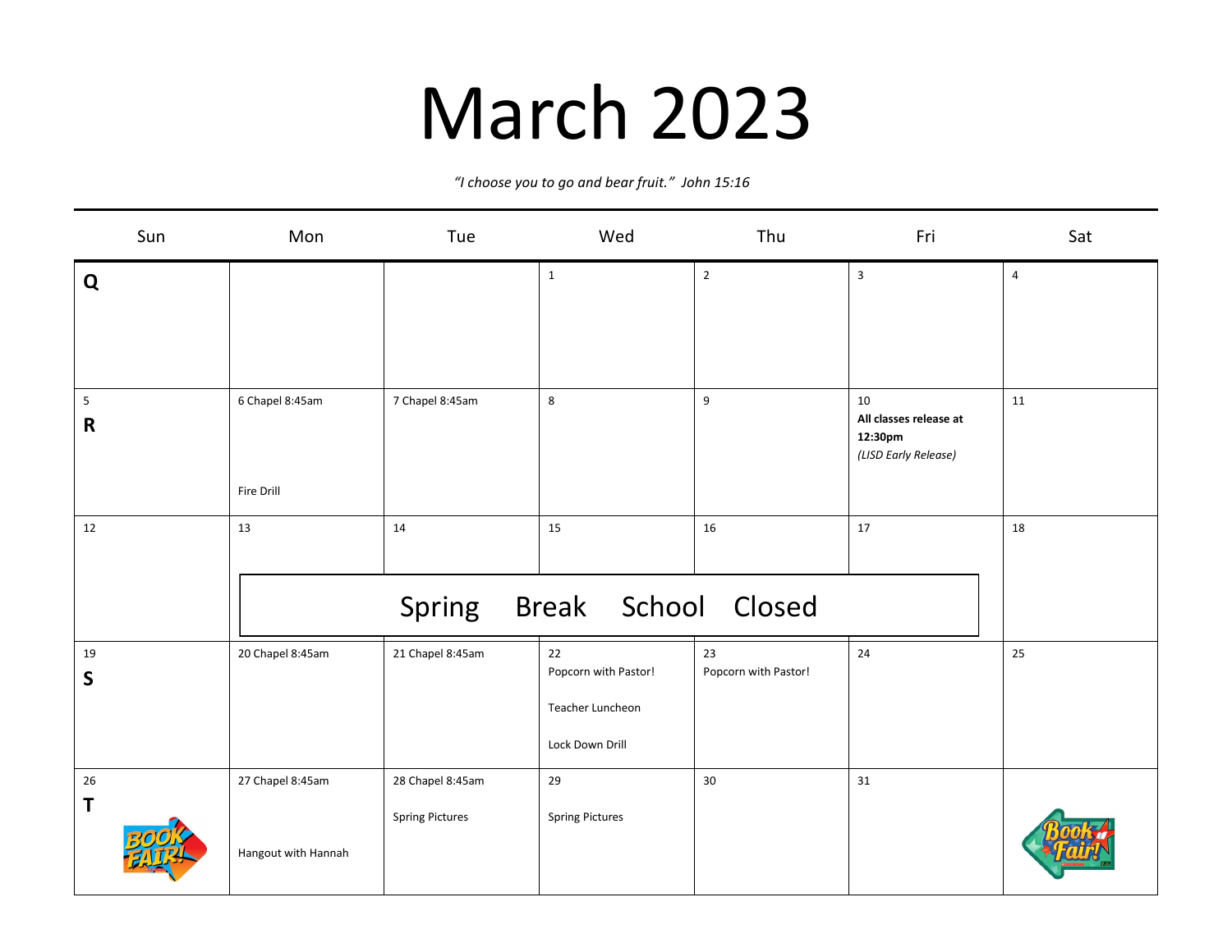# March 2023

*"I choose you to go and bear fruit." John 15:16*

| Sun | Mon | Tue | Wed | Thu | Fri | Sat |
| --- | --- | --- | --- | --- | --- | --- |
| **Q** | | | 1 | 2 | 3 | 4 |
| 5 **R** | 6 Chapel 8:45am<br><br>Fire Drill | 7 Chapel 8:45am | 8 | 9 | 10 **All classes release at 12:30pm** *(LISD Early Release)* | 11 |
| 12 | 13 Spring Break School Closed | 14 Spring Break School Closed | 15 Spring Break School Closed | 16 Spring Break School Closed | 17 Spring Break School Closed | 18 |
| 19 **S** | 20 Chapel 8:45am | 21 Chapel 8:45am | 22 Popcorn with Pastor!<br><br>Teacher Luncheon<br><br>Lock Down Drill | 23 Popcorn with Pastor! | 24 | 25 |
| 26 **T** | 27 Chapel 8:45am<br><br>Hangout with Hannah | 28 Chapel 8:45am<br><br>Spring Pictures | 29<br><br>Spring Pictures | 30 | 31 | |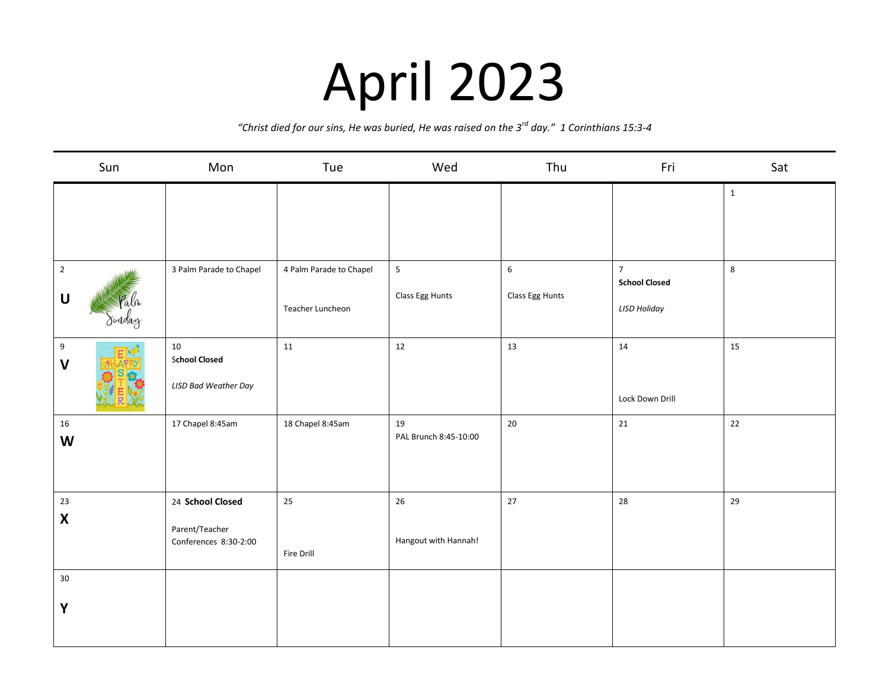# April 2023

*"Christ died for our sins, He was buried, He was raised on the 3rd day." 1 Corinthians 15:3-4*

| Sun | Mon | Tue | Wed | Thu | Fri | Sat |
| --- | --- | --- | --- | --- | --- | --- |
| | | | | | | 1 |
| 2 **U** Palm Sunday | 3 Palm Parade to Chapel | 4 Palm Parade to Chapel<br><br>Teacher Luncheon | 5<br><br>Class Egg Hunts | 6<br><br>Class Egg Hunts | 7<br>**School Closed**<br><br>*LISD Holiday* | 8 |
| 9 **V** | 10<br>**School Closed**<br><br>*LISD Bad Weather Day* | 11 | 12 | 13 | 14<br><br>Lock Down Drill | 15 |
| 16 **W** | 17 Chapel 8:45am | 18 Chapel 8:45am | 19<br>PAL Brunch 8:45-10:00 | 20 | 21 | 22 |
| 23 **X** | 24 **School Closed**<br><br>Parent/Teacher Conferences 8:30-2:00 | 25<br><br>Fire Drill | 26<br><br>Hangout with Hannah! | 27 | 28 | 29 |
| 30 **Y** | | | | | | |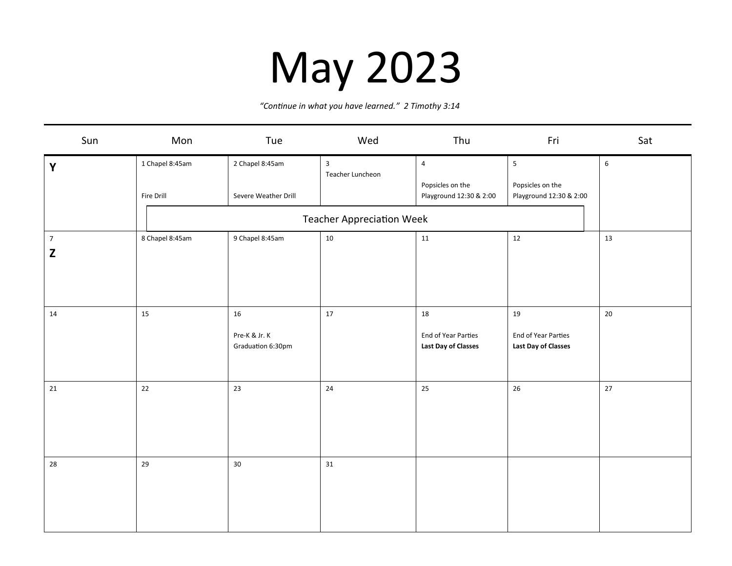# May 2023

*"Continue in what you have learned." 2 Timothy 3:14*

| Sun | Mon | Tue | Wed | Thu | Fri | Sat |
|---|---|---|---|---|---|---|
| **Y** | 1 Chapel 8:45am<br><br>Fire Drill | 2 Chapel 8:45am<br><br>Severe Weather Drill | 3<br>Teacher Luncheon | 4<br><br>Popsicles on the Playground 12:30 & 2:00 | 5<br><br>Popsicles on the Playground 12:30 & 2:00 | 6 |
| | Teacher Appreciation Week | | | | | |
| 7<br>**Z** | 8 Chapel 8:45am | 9 Chapel 8:45am | 10 | 11 | 12 | 13 |
| 14 | 15 | 16<br><br>Pre-K & Jr. K Graduation 6:30pm | 17 | 18<br><br>End of Year Parties<br>**Last Day of Classes** | 19<br><br>End of Year Parties<br>**Last Day of Classes** | 20 |
| 21 | 22 | 23 | 24 | 25 | 26 | 27 |
| 28 | 29 | 30 | 31 | | | |